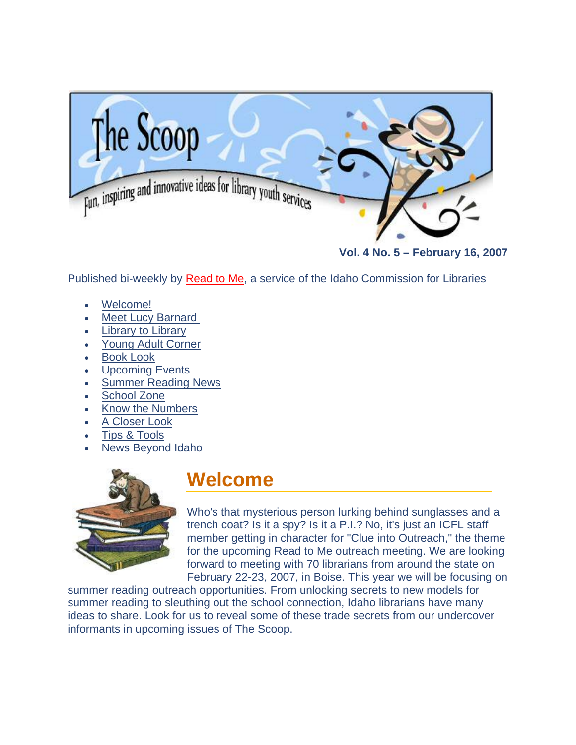# The Scoop

Fun, inspiring and innovative ideas for library youth services

**Vol. 4 No. 5 – February 16, 2007**

Published bi-weekly by Read to Me, a service of the Idaho Commission for Libraries

- Welcome!
- Meet Lucy Barnard
- Library to Library
- Young Adult Corner
- Book Look
- Upcoming Events
- Summer Reading News
- School Zone
- Know the Numbers
- A Closer Look
- Tips & Tools
- News Beyond Idaho

## Welcome

Who's that mysterious person lurking behind sunglasses and a trench coat? Is it a spy? Is it a P.I.? No, it's just an ICFL staff member getting in character for "Clue into Outreach," the theme for the upcoming Read to Me outreach meeting. We are looking forward to meeting with 70 librarians from around the state on February 22-23, 2007, in Boise. This year we will be focusing on summer reading outreach opportunities. From unlocking secrets to new models for summer reading to sleuthing out the school connection, Idaho librarians have many ideas to share. Look for us to reveal some of these trade secrets from our undercover informants in upcoming issues of The Scoop.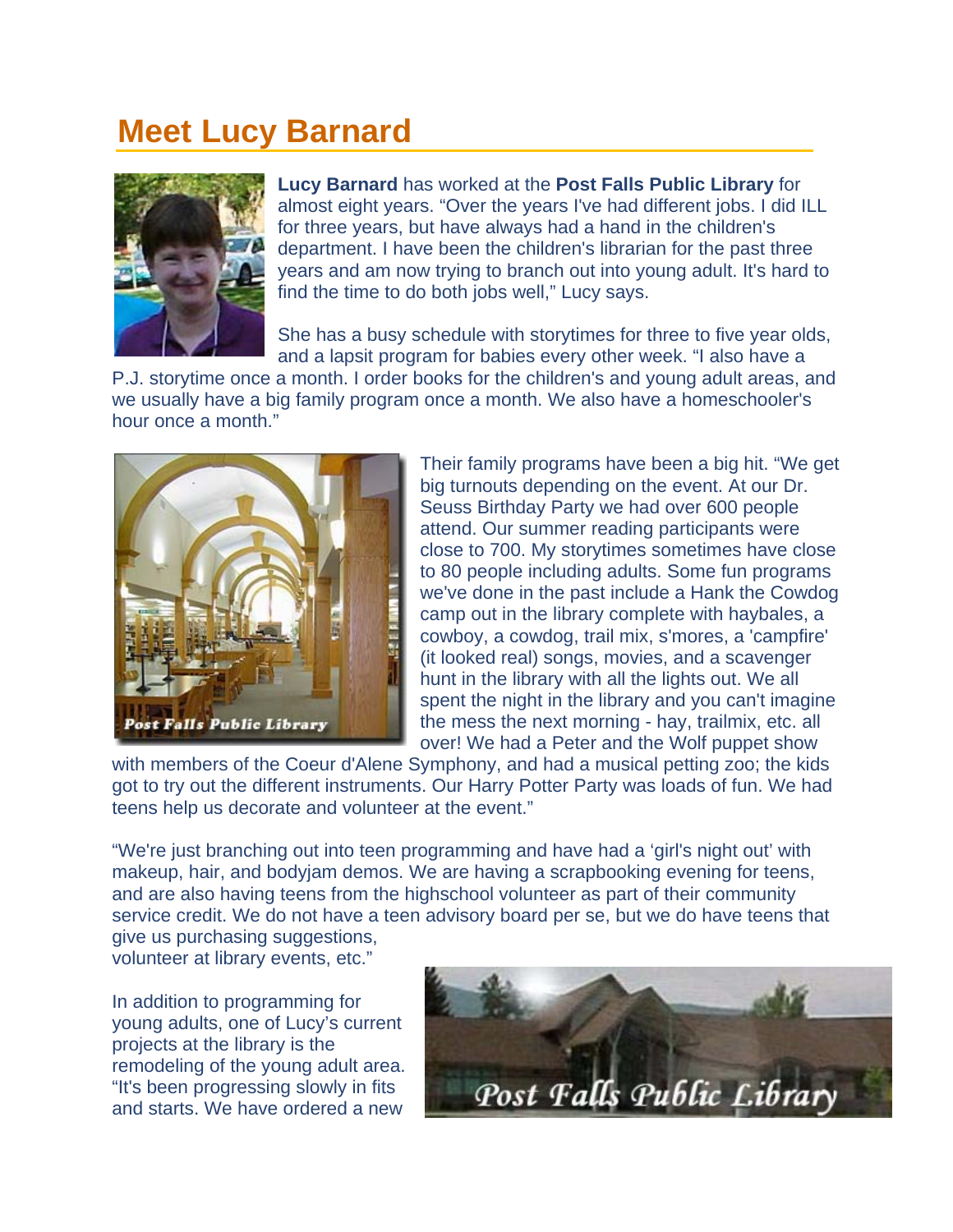# Meet Lucy Barnard

**Lucy Barnard** has worked at the **Post Falls Public Library** for almost eight years. "Over the years I've had different jobs. I did ILL for three years, but have always had a hand in the children's department. I have been the children's librarian for the past three years and am now trying to branch out into young adult. It's hard to find the time to do both jobs well," Lucy says.

She has a busy schedule with storytimes for three to five year olds, and a lapsit program for babies every other week. "I also have a P.J. storytime once a month. I order books for the children's and young adult areas, and we usually have a big family program once a month. We also have a homeschooler's hour once a month."

Their family programs have been a big hit. "We get big turnouts depending on the event. At our Dr. Seuss Birthday Party we had over 600 people attend. Our summer reading participants were close to 700. My storytimes sometimes have close to 80 people including adults. Some fun programs we've done in the past include a Hank the Cowdog camp out in the library complete with haybales, a cowboy, a cowdog, trail mix, s'mores, a 'campfire' (it looked real) songs, movies, and a scavenger hunt in the library with all the lights out. We all spent the night in the library and you can't imagine the mess the next morning - hay, trailmix, etc. all over! We had a Peter and the Wolf puppet show with members of the Coeur d'Alene Symphony, and had a musical petting zoo; the kids got to try out the different instruments. Our Harry Potter Party was loads of fun. We had teens help us decorate and volunteer at the event."

Post Falls Public Library

"We're just branching out into teen programming and have had a 'girl's night out' with makeup, hair, and bodyjam demos. We are having a scrapbooking evening for teens, and are also having teens from the highschool volunteer as part of their community service credit. We do not have a teen advisory board per se, but we do have teens that give us purchasing suggestions, volunteer at library events, etc."

In addition to programming for young adults, one of Lucy's current projects at the library is the remodeling of the young adult area. "It's been progressing slowly in fits and starts. We have ordered a new

Post Falls Public Library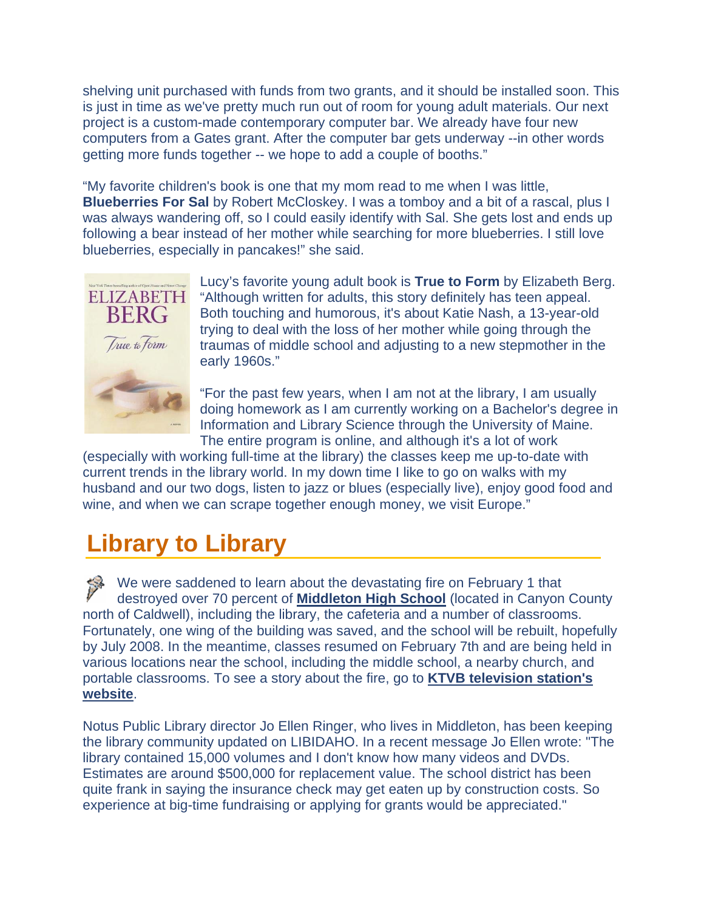shelving unit purchased with funds from two grants, and it should be installed soon. This is just in time as we've pretty much run out of room for young adult materials. Our next project is a custom-made contemporary computer bar. We already have four new computers from a Gates grant. After the computer bar gets underway --in other words getting more funds together -- we hope to add a couple of booths."

"My favorite children's book is one that my mom read to me when I was little, **Blueberries For Sal** by Robert McCloskey. I was a tomboy and a bit of a rascal, plus I was always wandering off, so I could easily identify with Sal. She gets lost and ends up following a bear instead of her mother while searching for more blueberries. I still love blueberries, especially in pancakes!" she said.

Lucy's favorite young adult book is **True to Form** by Elizabeth Berg. "Although written for adults, this story definitely has teen appeal. Both touching and humorous, it's about Katie Nash, a 13-year-old trying to deal with the loss of her mother while going through the traumas of middle school and adjusting to a new stepmother in the early 1960s."

"For the past few years, when I am not at the library, I am usually doing homework as I am currently working on a Bachelor's degree in Information and Library Science through the University of Maine. The entire program is online, and although it's a lot of work (especially with working full-time at the library) the classes keep me up-to-date with current trends in the library world. In my down time I like to go on walks with my husband and our two dogs, listen to jazz or blues (especially live), enjoy good food and wine, and when we can scrape together enough money, we visit Europe."

## Library to Library

We were saddened to learn about the devastating fire on February 1 that destroyed over 70 percent of **Middleton High School** (located in Canyon County north of Caldwell), including the library, the cafeteria and a number of classrooms. Fortunately, one wing of the building was saved, and the school will be rebuilt, hopefully by July 2008. In the meantime, classes resumed on February 7th and are being held in various locations near the school, including the middle school, a nearby church, and portable classrooms. To see a story about the fire, go to **KTVB television station's website**.

Notus Public Library director Jo Ellen Ringer, who lives in Middleton, has been keeping the library community updated on LIBIDAHO. In a recent message Jo Ellen wrote: "The library contained 15,000 volumes and I don't know how many videos and DVDs. Estimates are around $500,000 for replacement value. The school district has been quite frank in saying the insurance check may get eaten up by construction costs. So experience at big-time fundraising or applying for grants would be appreciated."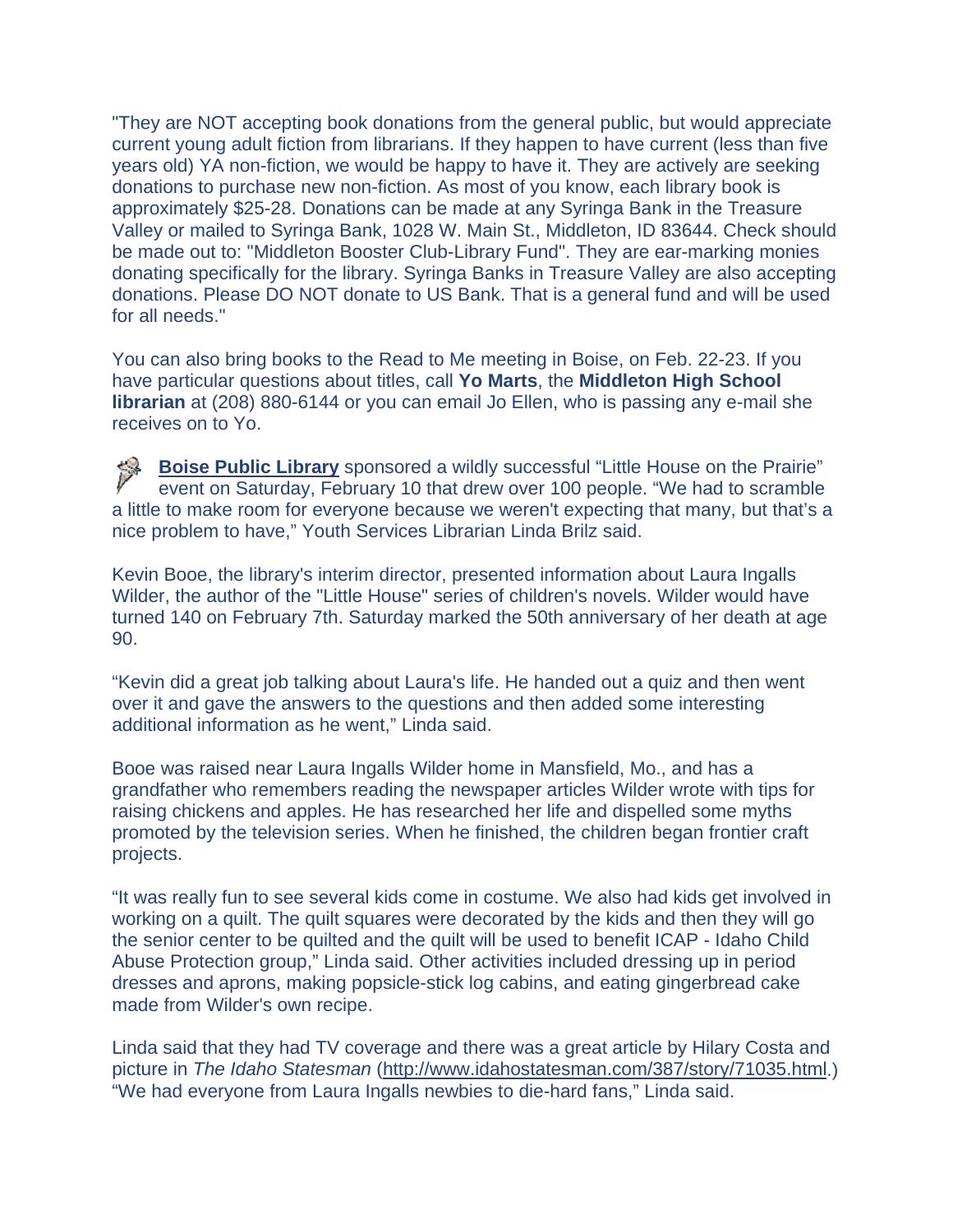"They are NOT accepting book donations from the general public, but would appreciate current young adult fiction from librarians. If they happen to have current (less than five years old) YA non-fiction, we would be happy to have it. They are actively are seeking donations to purchase new non-fiction. As most of you know, each library book is approximately $25-28. Donations can be made at any Syringa Bank in the Treasure Valley or mailed to Syringa Bank, 1028 W. Main St., Middleton, ID 83644. Check should be made out to: "Middleton Booster Club-Library Fund". They are ear-marking monies donating specifically for the library. Syringa Banks in Treasure Valley are also accepting donations. Please DO NOT donate to US Bank. That is a general fund and will be used for all needs."

You can also bring books to the Read to Me meeting in Boise, on Feb. 22-23. If you have particular questions about titles, call **Yo Marts**, the **Middleton High School librarian** at (208) 880-6144 or you can email Jo Ellen, who is passing any e-mail she receives on to Yo.

**Boise Public Library** sponsored a wildly successful “Little House on the Prairie” event on Saturday, February 10 that drew over 100 people. “We had to scramble a little to make room for everyone because we weren't expecting that many, but that’s a nice problem to have,” Youth Services Librarian Linda Brilz said.

Kevin Booe, the library's interim director, presented information about Laura Ingalls Wilder, the author of the "Little House" series of children's novels. Wilder would have turned 140 on February 7th. Saturday marked the 50th anniversary of her death at age 90.

“Kevin did a great job talking about Laura's life. He handed out a quiz and then went over it and gave the answers to the questions and then added some interesting additional information as he went,” Linda said.

Booe was raised near Laura Ingalls Wilder home in Mansfield, Mo., and has a grandfather who remembers reading the newspaper articles Wilder wrote with tips for raising chickens and apples. He has researched her life and dispelled some myths promoted by the television series. When he finished, the children began frontier craft projects.

“It was really fun to see several kids come in costume. We also had kids get involved in working on a quilt. The quilt squares were decorated by the kids and then they will go the senior center to be quilted and the quilt will be used to benefit ICAP - Idaho Child Abuse Protection group,” Linda said. Other activities included dressing up in period dresses and aprons, making popsicle-stick log cabins, and eating gingerbread cake made from Wilder's own recipe.

Linda said that they had TV coverage and there was a great article by Hilary Costa and picture in *The Idaho Statesman* (http://www.idahostatesman.com/387/story/71035.html.) “We had everyone from Laura Ingalls newbies to die-hard fans,” Linda said.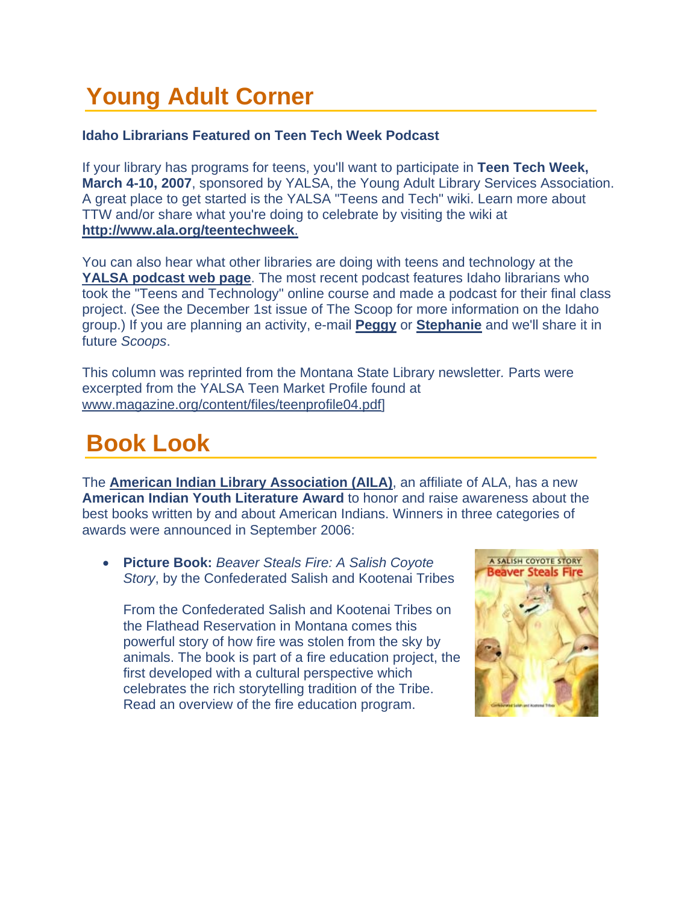# Young Adult Corner

**Idaho Librarians Featured on Teen Tech Week Podcast**

If your library has programs for teens, you'll want to participate in **Teen Tech Week, March 4-10, 2007**, sponsored by YALSA, the Young Adult Library Services Association. A great place to get started is the YALSA "Teens and Tech" wiki. Learn more about TTW and/or share what you're doing to celebrate by visiting the wiki at **http://www.ala.org/teentechweek**.

You can also hear what other libraries are doing with teens and technology at the **YALSA podcast web page**. The most recent podcast features Idaho librarians who took the "Teens and Technology" online course and made a podcast for their final class project. (See the December 1st issue of The Scoop for more information on the Idaho group.) If you are planning an activity, e-mail **Peggy** or **Stephanie** and we'll share it in future *Scoops*.

This column was reprinted from the Montana State Library newsletter. Parts were excerpted from the YALSA Teen Market Profile found at www.magazine.org/content/files/teenprofile04.pdf]

# Book Look

The **American Indian Library Association (AILA)**, an affiliate of ALA, has a new **American Indian Youth Literature Award** to honor and raise awareness about the best books written by and about American Indians. Winners in three categories of awards were announced in September 2006:

- **Picture Book:** *Beaver Steals Fire: A Salish Coyote Story*, by the Confederated Salish and Kootenai Tribes

  From the Confederated Salish and Kootenai Tribes on the Flathead Reservation in Montana comes this powerful story of how fire was stolen from the sky by animals. The book is part of a fire education project, the first developed with a cultural perspective which celebrates the rich storytelling tradition of the Tribe. Read an overview of the fire education program.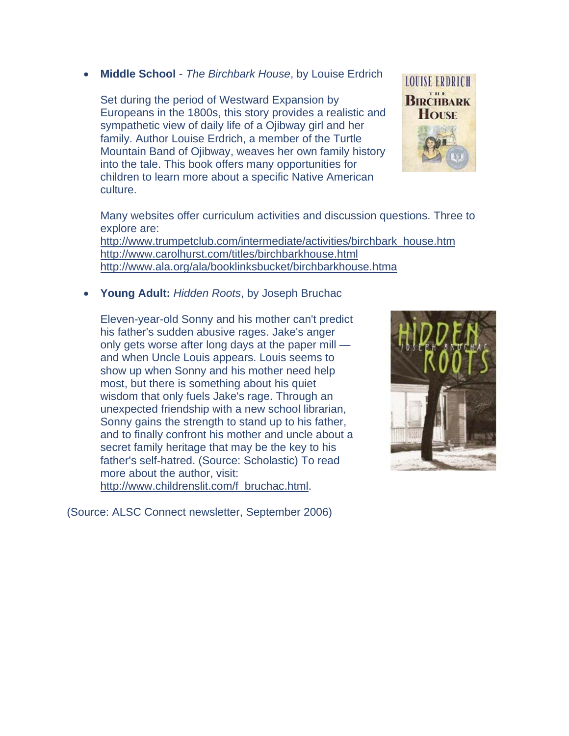- **Middle School** - *The Birchbark House*, by Louise Erdrich

  Set during the period of Westward Expansion by Europeans in the 1800s, this story provides a realistic and sympathetic view of daily life of a Ojibway girl and her family. Author Louise Erdrich, a member of the Turtle Mountain Band of Ojibway, weaves her own family history into the tale. This book offers many opportunities for children to learn more about a specific Native American culture.

  Many websites offer curriculum activities and discussion questions. Three to explore are:
  http://www.trumpetclub.com/intermediate/activities/birchbark_house.htm
  http://www.carolhurst.com/titles/birchbarkhouse.html
  http://www.ala.org/ala/booklinksbucket/birchbarkhouse.htma

- **Young Adult:** *Hidden Roots*, by Joseph Bruchac

  Eleven-year-old Sonny and his mother can't predict his father's sudden abusive rages. Jake's anger only gets worse after long days at the paper mill — and when Uncle Louis appears. Louis seems to show up when Sonny and his mother need help most, but there is something about his quiet wisdom that only fuels Jake's rage. Through an unexpected friendship with a new school librarian, Sonny gains the strength to stand up to his father, and to finally confront his mother and uncle about a secret family heritage that may be the key to his father's self-hatred. (Source: Scholastic) To read more about the author, visit: http://www.childrenslit.com/f_bruchac.html.

(Source: ALSC Connect newsletter, September 2006)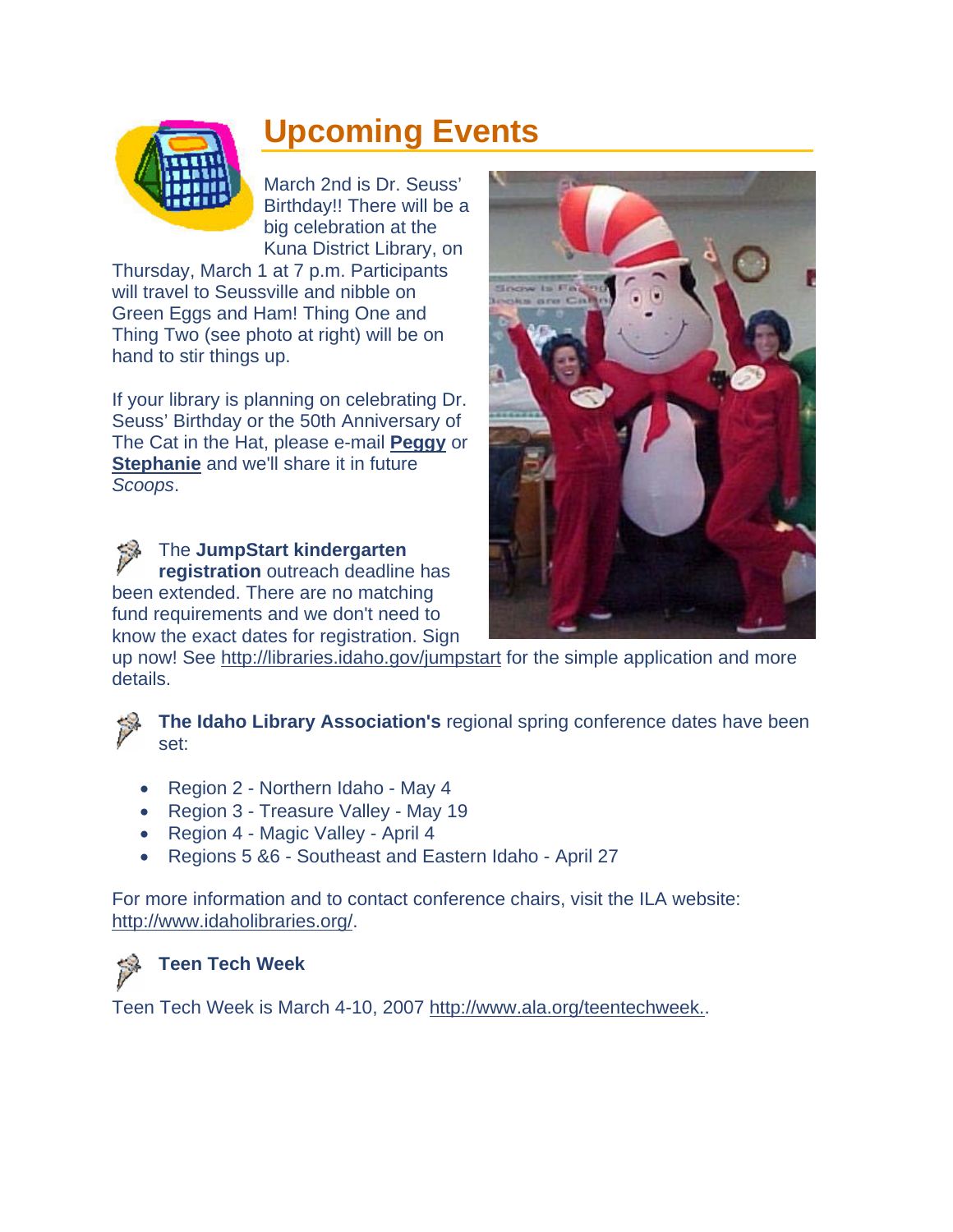# Upcoming Events

March 2nd is Dr. Seuss' Birthday!! There will be a big celebration at the Kuna District Library, on Thursday, March 1 at 7 p.m. Participants will travel to Seussville and nibble on Green Eggs and Ham! Thing One and Thing Two (see photo at right) will be on hand to stir things up.

If your library is planning on celebrating Dr. Seuss' Birthday or the 50th Anniversary of The Cat in the Hat, please e-mail **Peggy** or **Stephanie** and we'll share it in future *Scoops*.

The **JumpStart kindergarten registration** outreach deadline has been extended. There are no matching fund requirements and we don't need to know the exact dates for registration. Sign up now! See http://libraries.idaho.gov/jumpstart for the simple application and more details.

**The Idaho Library Association's** regional spring conference dates have been set:

- Region 2 - Northern Idaho - May 4
- Region 3 - Treasure Valley - May 19
- Region 4 - Magic Valley - April 4
- Regions 5 &6 - Southeast and Eastern Idaho - April 27

For more information and to contact conference chairs, visit the ILA website: http://www.idaholibraries.org/.

**Teen Tech Week**

Teen Tech Week is March 4-10, 2007 http://www.ala.org/teentechweek..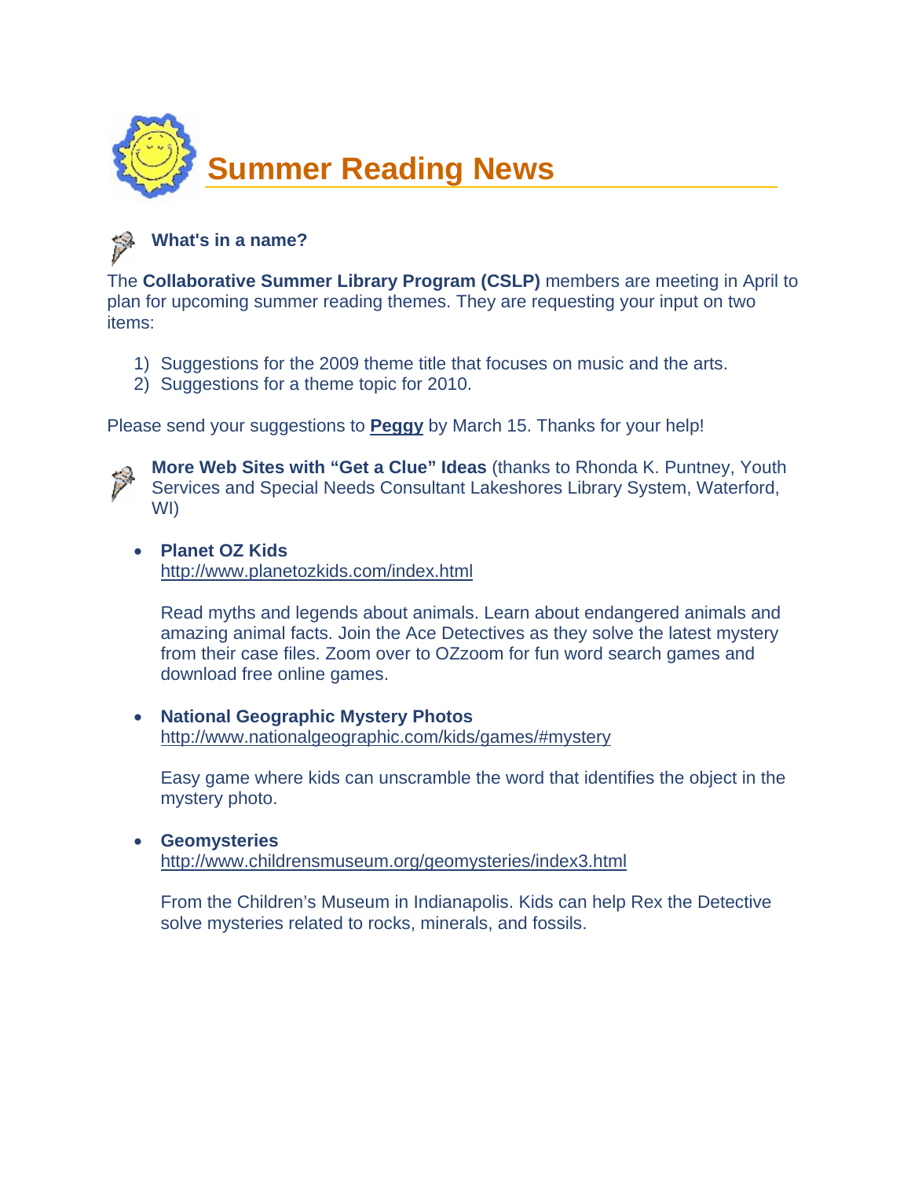# Summary Reading News

# Summer Reading News

### What's in a name?

The **Collaborative Summer Library Program (CSLP)** members are meeting in April to plan for upcoming summer reading themes. They are requesting your input on two items:

1) Suggestions for the 2009 theme title that focuses on music and the arts.
2) Suggestions for a theme topic for 2010.

Please send your suggestions to **Peggy** by March 15. Thanks for your help!

**More Web Sites with "Get a Clue" Ideas** (thanks to Rhonda K. Puntney, Youth Services and Special Needs Consultant Lakeshores Library System, Waterford, WI)

- **Planet OZ Kids**
  http://www.planetozkids.com/index.html

  Read myths and legends about animals. Learn about endangered animals and amazing animal facts. Join the Ace Detectives as they solve the latest mystery from their case files. Zoom over to OZzoom for fun word search games and download free online games.

- **National Geographic Mystery Photos**
  http://www.nationalgeographic.com/kids/games/#mystery

  Easy game where kids can unscramble the word that identifies the object in the mystery photo.

- **Geomysteries**
  http://www.childrensmuseum.org/geomysteries/index3.html

  From the Children's Museum in Indianapolis. Kids can help Rex the Detective solve mysteries related to rocks, minerals, and fossils.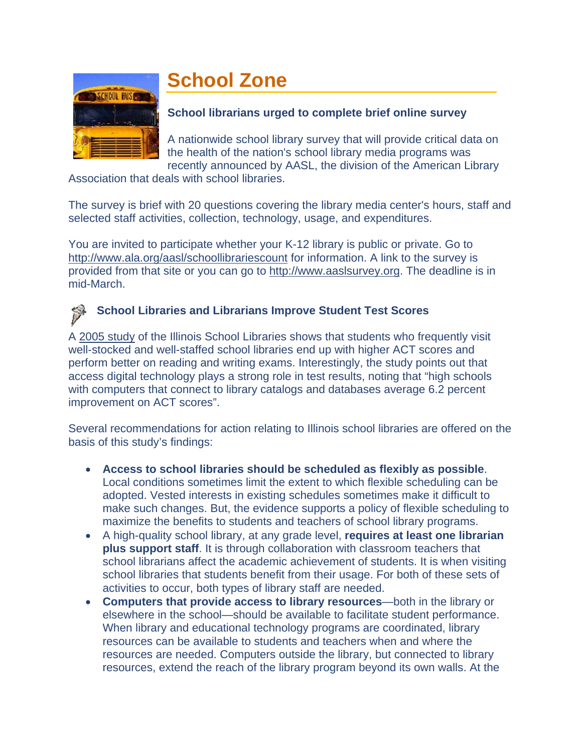# School Zone

### School librarians urged to complete brief online survey

A nationwide school library survey that will provide critical data on the health of the nation's school library media programs was recently announced by AASL, the division of the American Library Association that deals with school libraries.

The survey is brief with 20 questions covering the library media center's hours, staff and selected staff activities, collection, technology, usage, and expenditures.

You are invited to participate whether your K-12 library is public or private. Go to http://www.ala.org/aasl/schoollibrariescount for information. A link to the survey is provided from that site or you can go to http://www.aaslsurvey.org. The deadline is in mid-March.

### School Libraries and Librarians Improve Student Test Scores

A 2005 study of the Illinois School Libraries shows that students who frequently visit well-stocked and well-staffed school libraries end up with higher ACT scores and perform better on reading and writing exams. Interestingly, the study points out that access digital technology plays a strong role in test results, noting that "high schools with computers that connect to library catalogs and databases average 6.2 percent improvement on ACT scores".

Several recommendations for action relating to Illinois school libraries are offered on the basis of this study's findings:

- **Access to school libraries should be scheduled as flexibly as possible**. Local conditions sometimes limit the extent to which flexible scheduling can be adopted. Vested interests in existing schedules sometimes make it difficult to make such changes. But, the evidence supports a policy of flexible scheduling to maximize the benefits to students and teachers of school library programs.
- A high-quality school library, at any grade level, **requires at least one librarian plus support staff**. It is through collaboration with classroom teachers that school librarians affect the academic achievement of students. It is when visiting school libraries that students benefit from their usage. For both of these sets of activities to occur, both types of library staff are needed.
- **Computers that provide access to library resources**—both in the library or elsewhere in the school—should be available to facilitate student performance. When library and educational technology programs are coordinated, library resources can be available to students and teachers when and where the resources are needed. Computers outside the library, but connected to library resources, extend the reach of the library program beyond its own walls. At the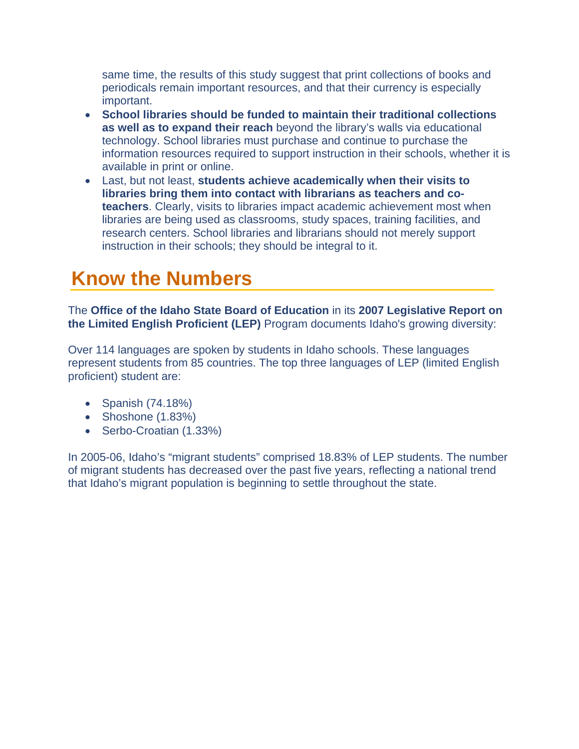same time, the results of this study suggest that print collections of books and periodicals remain important resources, and that their currency is especially important.

- **School libraries should be funded to maintain their traditional collections as well as to expand their reach** beyond the library's walls via educational technology. School libraries must purchase and continue to purchase the information resources required to support instruction in their schools, whether it is available in print or online.
- Last, but not least, **students achieve academically when their visits to libraries bring them into contact with librarians as teachers and co-teachers**. Clearly, visits to libraries impact academic achievement most when libraries are being used as classrooms, study spaces, training facilities, and research centers. School libraries and librarians should not merely support instruction in their schools; they should be integral to it.

## Know the Numbers

The **Office of the Idaho State Board of Education** in its **2007 Legislative Report on the Limited English Proficient (LEP)** Program documents Idaho's growing diversity:

Over 114 languages are spoken by students in Idaho schools. These languages represent students from 85 countries. The top three languages of LEP (limited English proficient) student are:

- Spanish (74.18%)
- Shoshone (1.83%)
- Serbo-Croatian (1.33%)

In 2005-06, Idaho's "migrant students" comprised 18.83% of LEP students. The number of migrant students has decreased over the past five years, reflecting a national trend that Idaho's migrant population is beginning to settle throughout the state.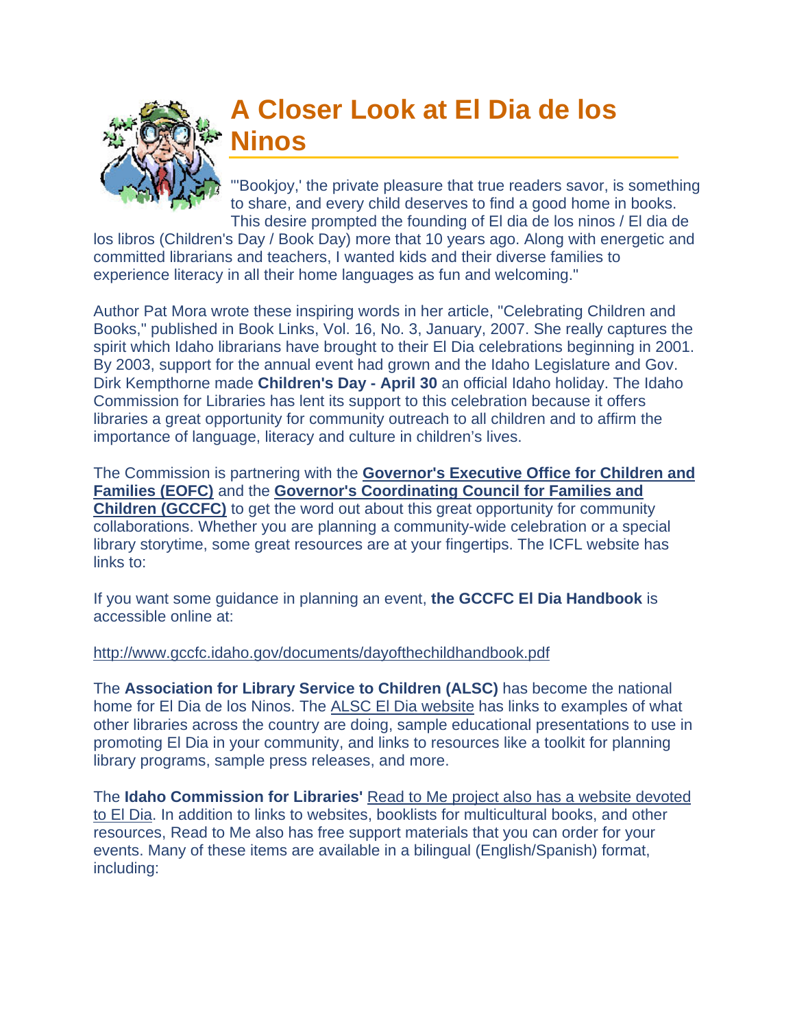# A Closer Look at El Dia de los Ninos

"'Bookjoy,' the private pleasure that true readers savor, is something to share, and every child deserves to find a good home in books. This desire prompted the founding of El dia de los ninos / El dia de los libros (Children's Day / Book Day) more that 10 years ago. Along with energetic and committed librarians and teachers, I wanted kids and their diverse families to experience literacy in all their home languages as fun and welcoming."

Author Pat Mora wrote these inspiring words in her article, "Celebrating Children and Books," published in Book Links, Vol. 16, No. 3, January, 2007. She really captures the spirit which Idaho librarians have brought to their El Dia celebrations beginning in 2001. By 2003, support for the annual event had grown and the Idaho Legislature and Gov. Dirk Kempthorne made **Children's Day - April 30** an official Idaho holiday. The Idaho Commission for Libraries has lent its support to this celebration because it offers libraries a great opportunity for community outreach to all children and to affirm the importance of language, literacy and culture in children's lives.

The Commission is partnering with the **Governor's Executive Office for Children and Families (EOFC)** and the **Governor's Coordinating Council for Families and Children (GCCFC)** to get the word out about this great opportunity for community collaborations. Whether you are planning a community-wide celebration or a special library storytime, some great resources are at your fingertips. The ICFL website has links to:

If you want some guidance in planning an event, **the GCCFC El Dia Handbook** is accessible online at:

http://www.gccfc.idaho.gov/documents/dayofthechildhandbook.pdf

The **Association for Library Service to Children (ALSC)** has become the national home for El Dia de los Ninos. The ALSC El Dia website has links to examples of what other libraries across the country are doing, sample educational presentations to use in promoting El Dia in your community, and links to resources like a toolkit for planning library programs, sample press releases, and more.

The **Idaho Commission for Libraries'** Read to Me project also has a website devoted to El Dia. In addition to links to websites, booklists for multicultural books, and other resources, Read to Me also has free support materials that you can order for your events. Many of these items are available in a bilingual (English/Spanish) format, including: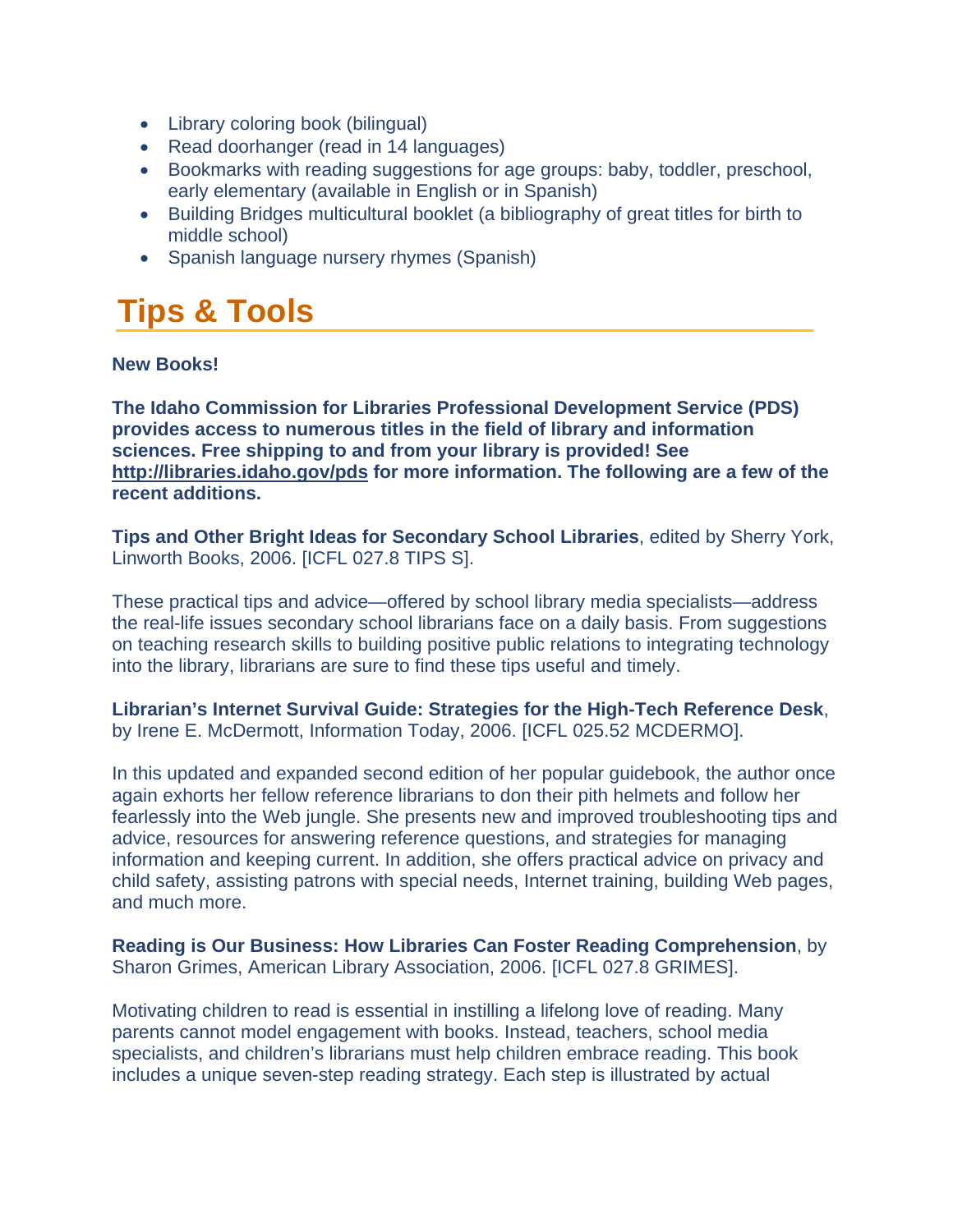- Library coloring book (bilingual)
- Read doorhanger (read in 14 languages)
- Bookmarks with reading suggestions for age groups: baby, toddler, preschool, early elementary (available in English or in Spanish)
- Building Bridges multicultural booklet (a bibliography of great titles for birth to middle school)
- Spanish language nursery rhymes (Spanish)

# Tips & Tools

**New Books!**

**The Idaho Commission for Libraries Professional Development Service (PDS) provides access to numerous titles in the field of library and information sciences. Free shipping to and from your library is provided! See http://libraries.idaho.gov/pds for more information. The following are a few of the recent additions.**

**Tips and Other Bright Ideas for Secondary School Libraries**, edited by Sherry York, Linworth Books, 2006. [ICFL 027.8 TIPS S].

These practical tips and advice—offered by school library media specialists—address the real-life issues secondary school librarians face on a daily basis. From suggestions on teaching research skills to building positive public relations to integrating technology into the library, librarians are sure to find these tips useful and timely.

**Librarian's Internet Survival Guide: Strategies for the High-Tech Reference Desk**, by Irene E. McDermott, Information Today, 2006. [ICFL 025.52 MCDERMO].

In this updated and expanded second edition of her popular guidebook, the author once again exhorts her fellow reference librarians to don their pith helmets and follow her fearlessly into the Web jungle. She presents new and improved troubleshooting tips and advice, resources for answering reference questions, and strategies for managing information and keeping current. In addition, she offers practical advice on privacy and child safety, assisting patrons with special needs, Internet training, building Web pages, and much more.

**Reading is Our Business: How Libraries Can Foster Reading Comprehension**, by Sharon Grimes, American Library Association, 2006. [ICFL 027.8 GRIMES].

Motivating children to read is essential in instilling a lifelong love of reading. Many parents cannot model engagement with books. Instead, teachers, school media specialists, and children's librarians must help children embrace reading. This book includes a unique seven-step reading strategy. Each step is illustrated by actual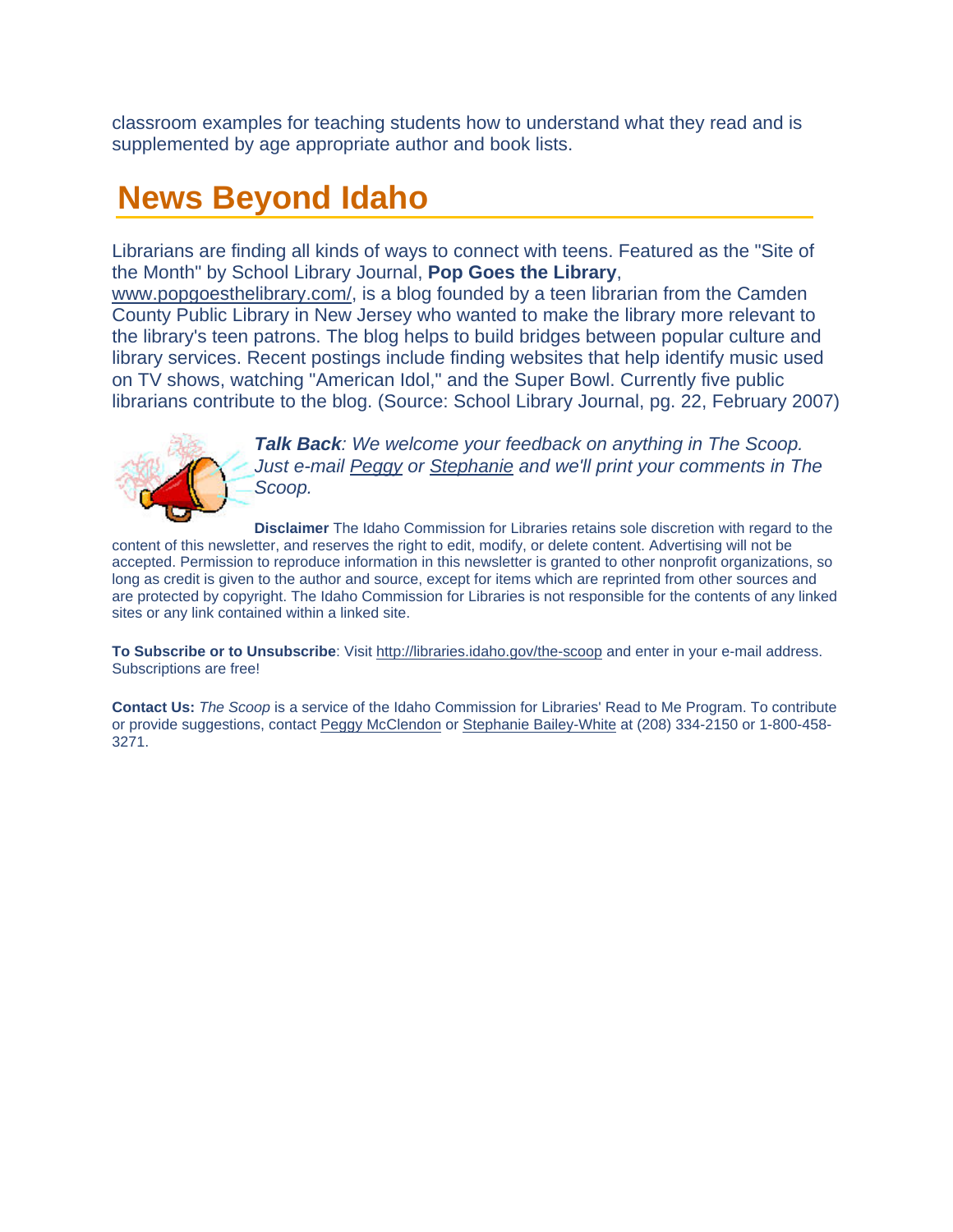classroom examples for teaching students how to understand what they read and is supplemented by age appropriate author and book lists.

## News Beyond Idaho

Librarians are finding all kinds of ways to connect with teens. Featured as the "Site of the Month" by School Library Journal, **Pop Goes the Library**, www.popgoesthelibrary.com/, is a blog founded by a teen librarian from the Camden County Public Library in New Jersey who wanted to make the library more relevant to the library's teen patrons. The blog helps to build bridges between popular culture and library services. Recent postings include finding websites that help identify music used on TV shows, watching "American Idol," and the Super Bowl. Currently five public librarians contribute to the blog. (Source: School Library Journal, pg. 22, February 2007)

***Talk Back**: We welcome your feedback on anything in The Scoop. Just e-mail Peggy or Stephanie and we'll print your comments in The Scoop.*

**Disclaimer** The Idaho Commission for Libraries retains sole discretion with regard to the content of this newsletter, and reserves the right to edit, modify, or delete content. Advertising will not be accepted. Permission to reproduce information in this newsletter is granted to other nonprofit organizations, so long as credit is given to the author and source, except for items which are reprinted from other sources and are protected by copyright. The Idaho Commission for Libraries is not responsible for the contents of any linked sites or any link contained within a linked site.

**To Subscribe or to Unsubscribe**: Visit http://libraries.idaho.gov/the-scoop and enter in your e-mail address. Subscriptions are free!

**Contact Us:** *The Scoop* is a service of the Idaho Commission for Libraries' Read to Me Program. To contribute or provide suggestions, contact Peggy McClendon or Stephanie Bailey-White at (208) 334-2150 or 1-800-458-3271.